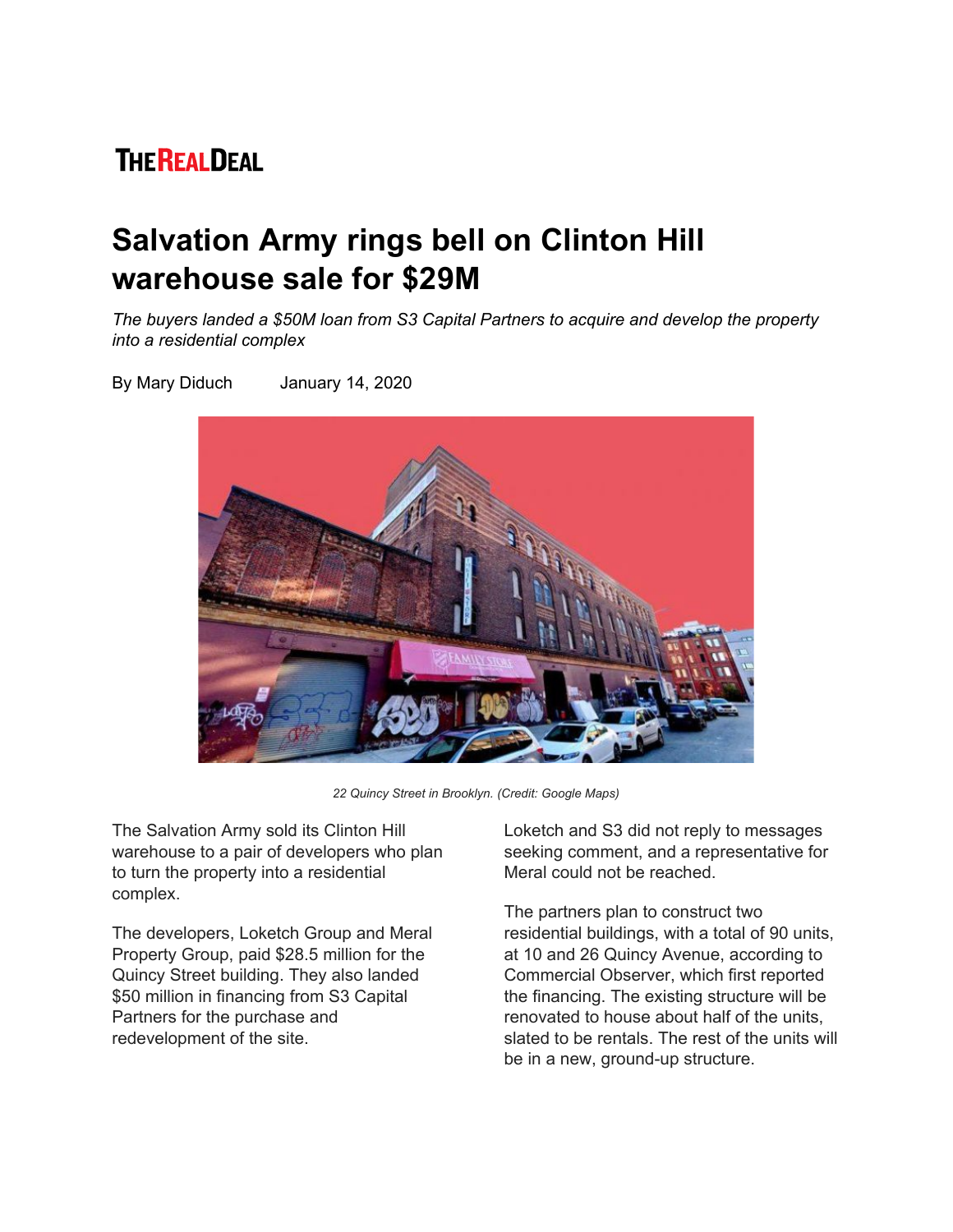THE REAL DEAL

# Salvation Army rings bell on Clinton Hill warehouse sale for $29M

*The buyers landed a $50M loan from S3 Capital Partners to acquire and develop the property into a residential complex*

By Mary Diduch    January 14, 2020

*22 Quincy Street in Brooklyn. (Credit: Google Maps)*

The Salvation Army sold its Clinton Hill warehouse to a pair of developers who plan to turn the property into a residential complex.

The developers, Loketch Group and Meral Property Group, paid $28.5 million for the Quincy Street building. They also landed $50 million in financing from S3 Capital Partners for the purchase and redevelopment of the site.

Loketch and S3 did not reply to messages seeking comment, and a representative for Meral could not be reached.

The partners plan to construct two residential buildings, with a total of 90 units, at 10 and 26 Quincy Avenue, according to Commercial Observer, which first reported the financing. The existing structure will be renovated to house about half of the units, slated to be rentals. The rest of the units will be in a new, ground-up structure.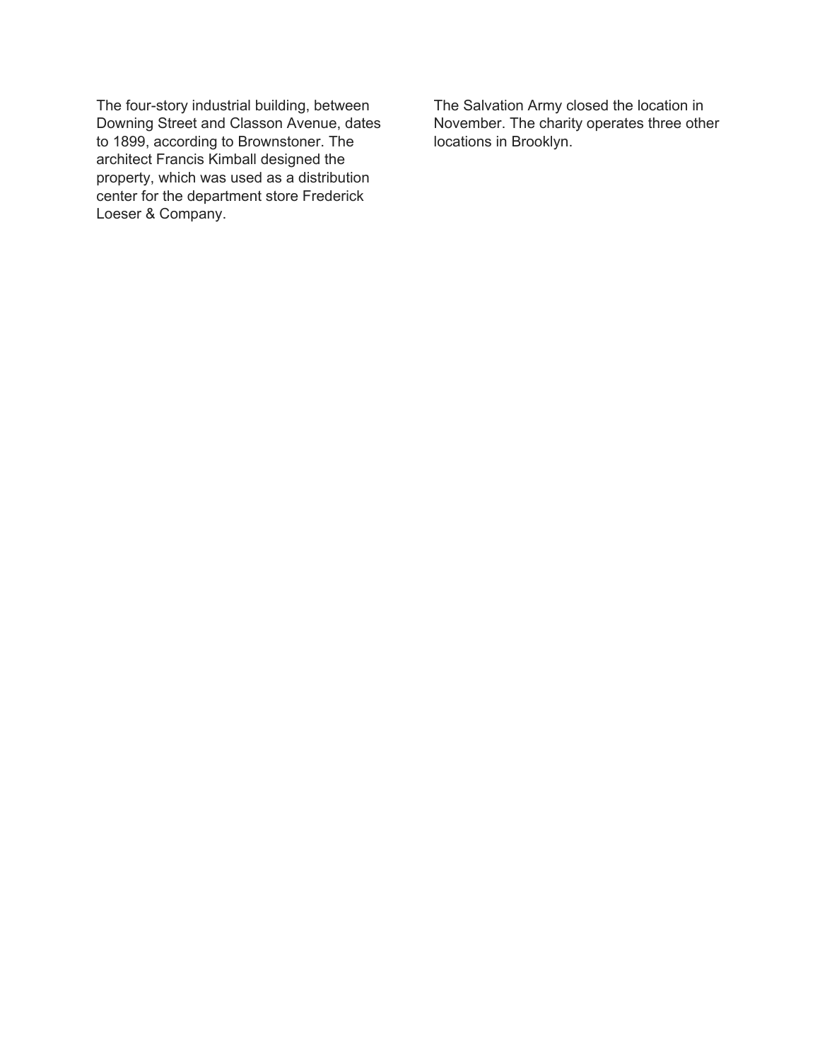The four-story industrial building, between Downing Street and Classon Avenue, dates to 1899, according to Brownstoner. The architect Francis Kimball designed the property, which was used as a distribution center for the department store Frederick Loeser & Company.

The Salvation Army closed the location in November. The charity operates three other locations in Brooklyn.